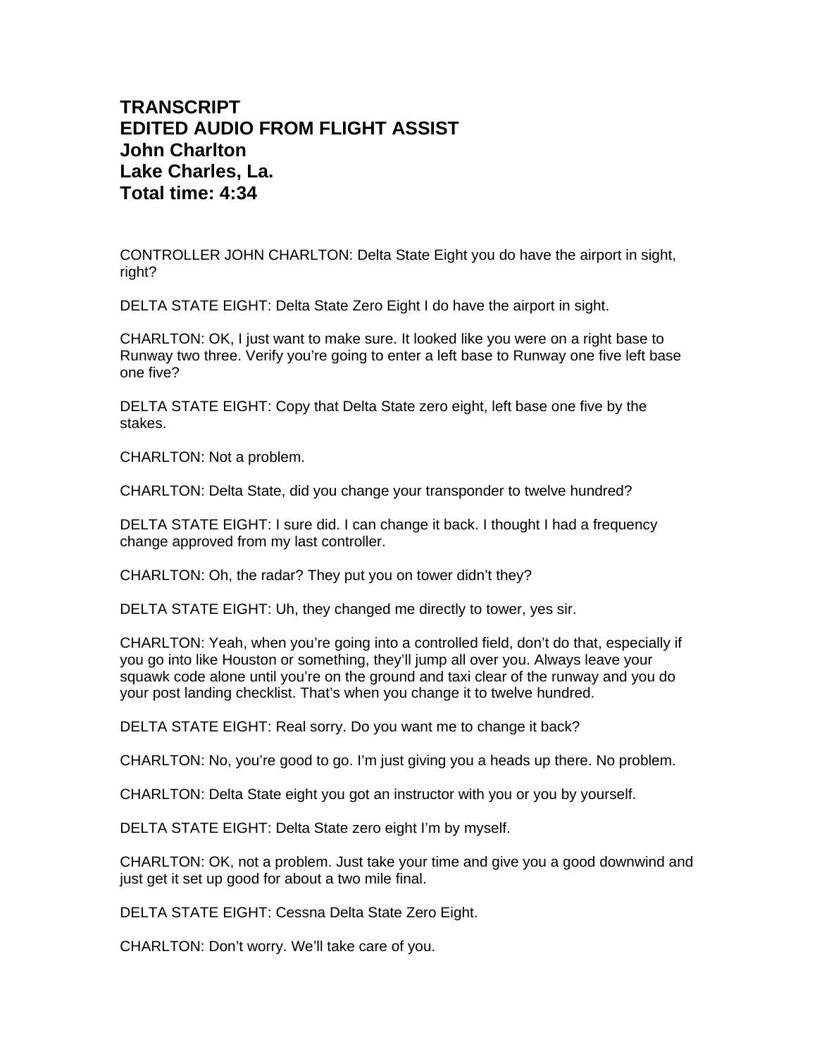# TRANSCRIPT
# EDITED AUDIO FROM FLIGHT ASSIST
# John Charlton
# Lake Charles, La.
# Total time: 4:34

CONTROLLER JOHN CHARLTON: Delta State Eight you do have the airport in sight, right?

DELTA STATE EIGHT: Delta State Zero Eight I do have the airport in sight.

CHARLTON: OK, I just want to make sure. It looked like you were on a right base to Runway two three. Verify you're going to enter a left base to Runway one five left base one five?

DELTA STATE EIGHT: Copy that Delta State zero eight, left base one five by the stakes.

CHARLTON: Not a problem.

CHARLTON: Delta State, did you change your transponder to twelve hundred?

DELTA STATE EIGHT: I sure did. I can change it back. I thought I had a frequency change approved from my last controller.

CHARLTON: Oh, the radar? They put you on tower didn't they?

DELTA STATE EIGHT: Uh, they changed me directly to tower, yes sir.

CHARLTON: Yeah, when you're going into a controlled field, don't do that, especially if you go into like Houston or something, they'll jump all over you. Always leave your squawk code alone until you're on the ground and taxi clear of the runway and you do your post landing checklist. That's when you change it to twelve hundred.

DELTA STATE EIGHT: Real sorry. Do you want me to change it back?

CHARLTON: No, you're good to go. I'm just giving you a heads up there. No problem.

CHARLTON: Delta State eight you got an instructor with you or you by yourself.

DELTA STATE EIGHT: Delta State zero eight I'm by myself.

CHARLTON: OK, not a problem. Just take your time and give you a good downwind and just get it set up good for about a two mile final.

DELTA STATE EIGHT: Cessna Delta State Zero Eight.

CHARLTON: Don't worry. We'll take care of you.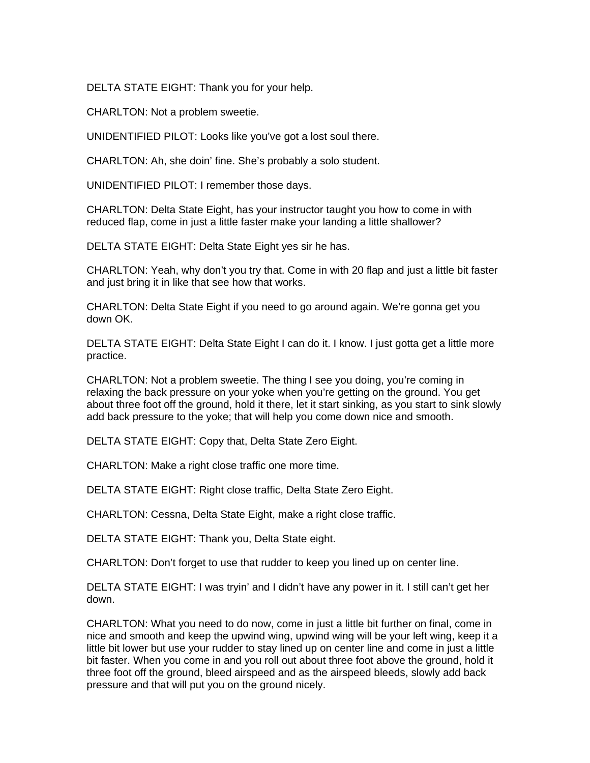DELTA STATE EIGHT: Thank you for your help.

CHARLTON: Not a problem sweetie.

UNIDENTIFIED PILOT: Looks like you've got a lost soul there.

CHARLTON: Ah, she doin' fine. She's probably a solo student.

UNIDENTIFIED PILOT: I remember those days.

CHARLTON: Delta State Eight, has your instructor taught you how to come in with reduced flap, come in just a little faster make your landing a little shallower?

DELTA STATE EIGHT: Delta State Eight yes sir he has.

CHARLTON: Yeah, why don't you try that. Come in with 20 flap and just a little bit faster and just bring it in like that see how that works.

CHARLTON: Delta State Eight if you need to go around again. We're gonna get you down OK.

DELTA STATE EIGHT: Delta State Eight I can do it. I know. I just gotta get a little more practice.

CHARLTON: Not a problem sweetie. The thing I see you doing, you're coming in relaxing the back pressure on your yoke when you're getting on the ground. You get about three foot off the ground, hold it there, let it start sinking, as you start to sink slowly add back pressure to the yoke; that will help you come down nice and smooth.

DELTA STATE EIGHT: Copy that, Delta State Zero Eight.

CHARLTON: Make a right close traffic one more time.

DELTA STATE EIGHT: Right close traffic, Delta State Zero Eight.

CHARLTON: Cessna, Delta State Eight, make a right close traffic.

DELTA STATE EIGHT: Thank you, Delta State eight.

CHARLTON: Don't forget to use that rudder to keep you lined up on center line.

DELTA STATE EIGHT: I was tryin' and I didn't have any power in it. I still can't get her down.

CHARLTON: What you need to do now, come in just a little bit further on final, come in nice and smooth and keep the upwind wing, upwind wing will be your left wing, keep it a little bit lower but use your rudder to stay lined up on center line and come in just a little bit faster. When you come in and you roll out about three foot above the ground, hold it three foot off the ground, bleed airspeed and as the airspeed bleeds, slowly add back pressure and that will put you on the ground nicely.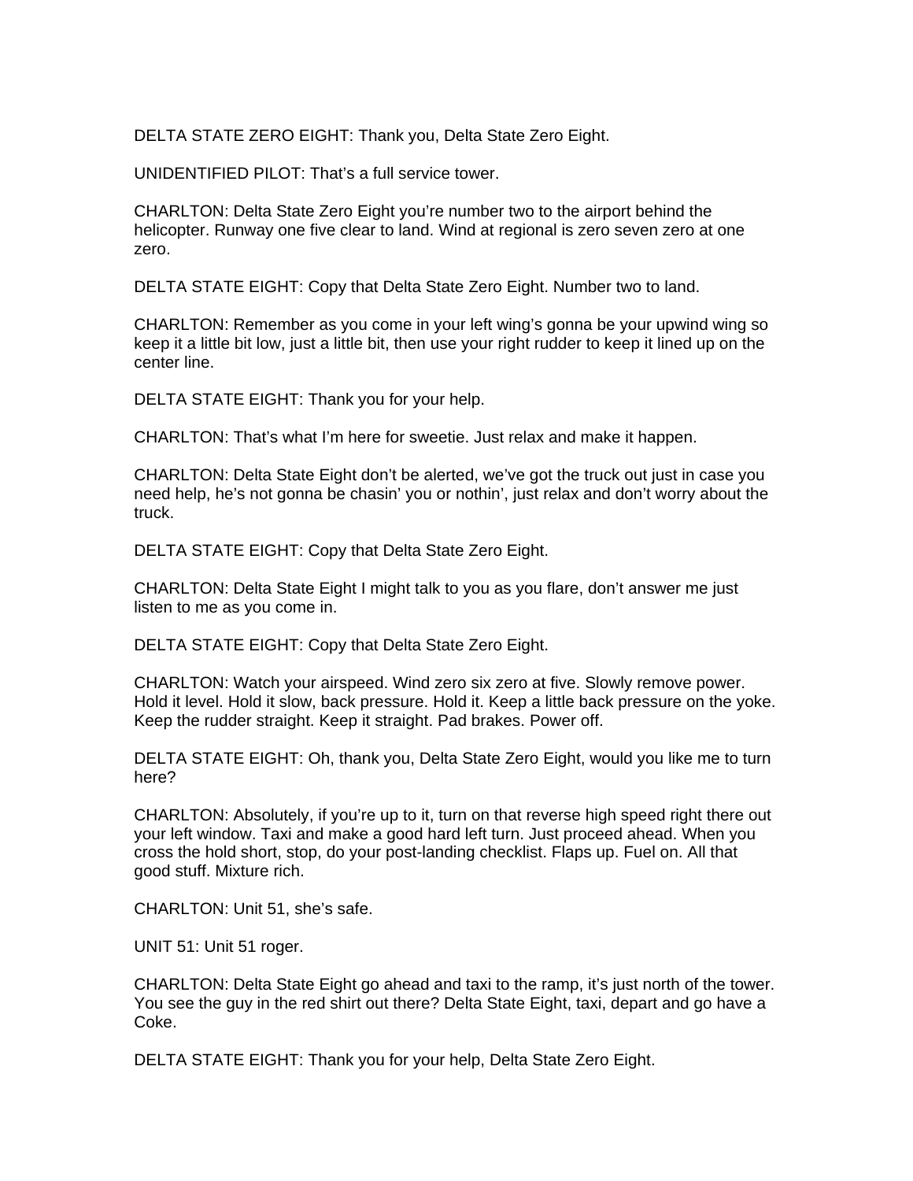DELTA STATE ZERO EIGHT: Thank you, Delta State Zero Eight.

UNIDENTIFIED PILOT: That's a full service tower.

CHARLTON: Delta State Zero Eight you're number two to the airport behind the helicopter. Runway one five clear to land. Wind at regional is zero seven zero at one zero.

DELTA STATE EIGHT: Copy that Delta State Zero Eight. Number two to land.

CHARLTON: Remember as you come in your left wing's gonna be your upwind wing so keep it a little bit low, just a little bit, then use your right rudder to keep it lined up on the center line.

DELTA STATE EIGHT: Thank you for your help.

CHARLTON: That's what I'm here for sweetie. Just relax and make it happen.

CHARLTON: Delta State Eight don't be alerted, we've got the truck out just in case you need help, he's not gonna be chasin' you or nothin', just relax and don't worry about the truck.

DELTA STATE EIGHT: Copy that Delta State Zero Eight.

CHARLTON: Delta State Eight I might talk to you as you flare, don't answer me just listen to me as you come in.

DELTA STATE EIGHT: Copy that Delta State Zero Eight.

CHARLTON: Watch your airspeed. Wind zero six zero at five. Slowly remove power. Hold it level. Hold it slow, back pressure. Hold it. Keep a little back pressure on the yoke. Keep the rudder straight. Keep it straight. Pad brakes. Power off.

DELTA STATE EIGHT: Oh, thank you, Delta State Zero Eight, would you like me to turn here?

CHARLTON: Absolutely, if you're up to it, turn on that reverse high speed right there out your left window. Taxi and make a good hard left turn. Just proceed ahead. When you cross the hold short, stop, do your post-landing checklist. Flaps up. Fuel on. All that good stuff. Mixture rich.

CHARLTON: Unit 51, she's safe.

UNIT 51: Unit 51 roger.

CHARLTON: Delta State Eight go ahead and taxi to the ramp, it's just north of the tower. You see the guy in the red shirt out there? Delta State Eight, taxi, depart and go have a Coke.

DELTA STATE EIGHT: Thank you for your help, Delta State Zero Eight.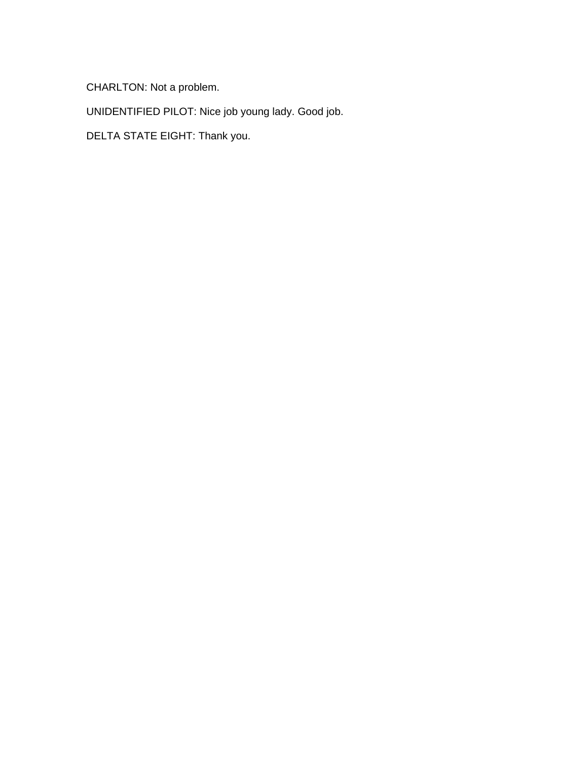CHARLTON: Not a problem.

UNIDENTIFIED PILOT: Nice job young lady. Good job.

DELTA STATE EIGHT: Thank you.